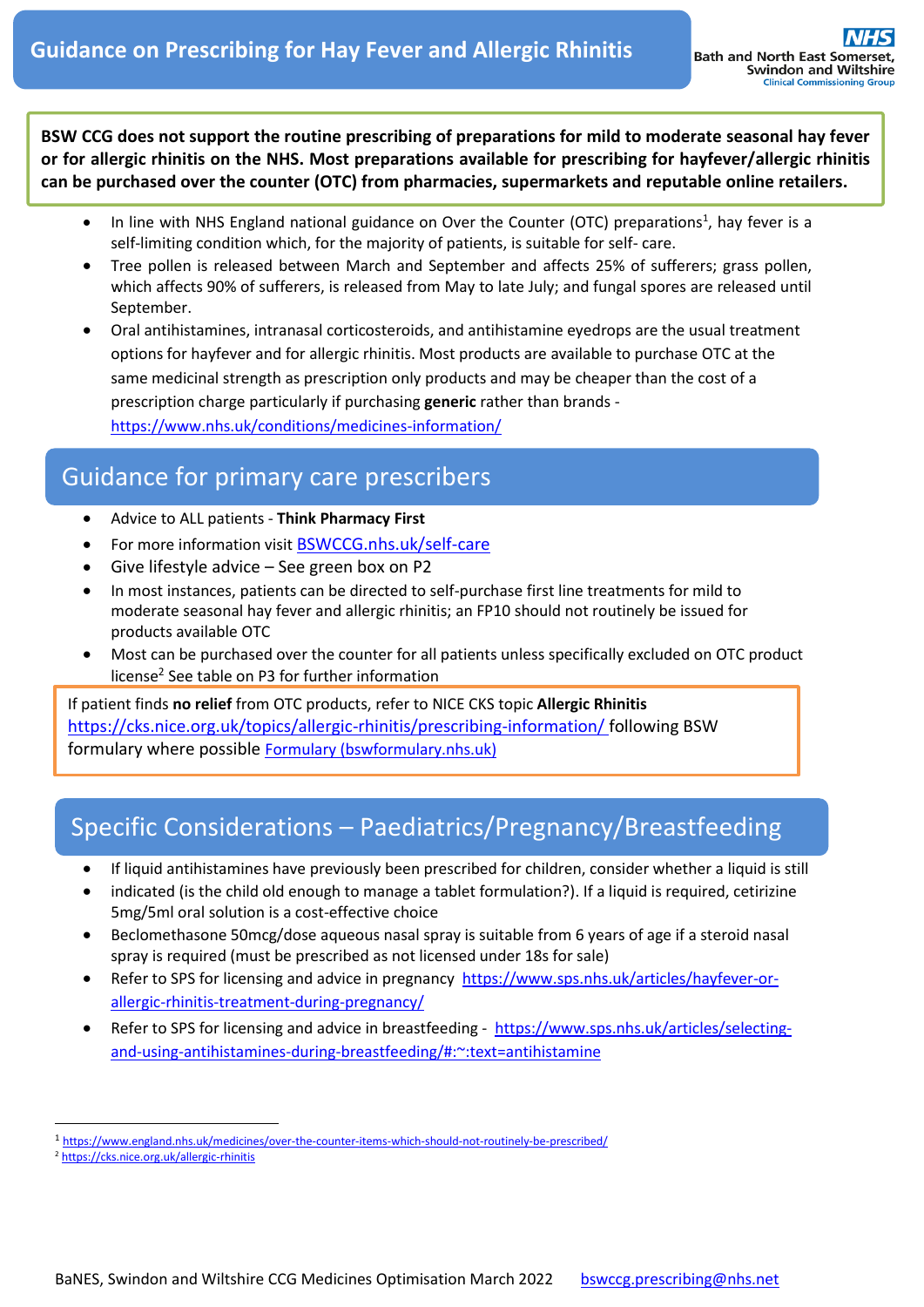# Guidance on Prescribing for Hay Fever and Allergic Rhinitis

NHS Bath and North East Somerset, Swindon and Wiltshire Clinical Commissioning Group

**BSW CCG does not support the routine prescribing of preparations for mild to moderate seasonal hay fever or for allergic rhinitis on the NHS. Most preparations available for prescribing for hayfever/allergic rhinitis can be purchased over the counter (OTC) from pharmacies, supermarkets and reputable online retailers.**

- In line with NHS England national guidance on Over the Counter (OTC) preparations[1], hay fever is a self-limiting condition which, for the majority of patients, is suitable for self- care.
- Tree pollen is released between March and September and affects 25% of sufferers; grass pollen, which affects 90% of sufferers, is released from May to late July; and fungal spores are released until September.
- Oral antihistamines, intranasal corticosteroids, and antihistamine eyedrops are the usual treatment options for hayfever and for allergic rhinitis. Most products are available to purchase OTC at the same medicinal strength as prescription only products and may be cheaper than the cost of a prescription charge particularly if purchasing **generic** rather than brands - https://www.nhs.uk/conditions/medicines-information/

## Guidance for primary care prescribers

- Advice to ALL patients - **Think Pharmacy First**
- For more information visit BSWCCG.nhs.uk/self-care
- Give lifestyle advice – See green box on P2
- In most instances, patients can be directed to self-purchase first line treatments for mild to moderate seasonal hay fever and allergic rhinitis; an FP10 should not routinely be issued for products available OTC
- Most can be purchased over the counter for all patients unless specifically excluded on OTC product license[2] See table on P3 for further information

If patient finds **no relief** from OTC products, refer to NICE CKS topic **Allergic Rhinitis** https://cks.nice.org.uk/topics/allergic-rhinitis/prescribing-information/ following BSW formulary where possible Formulary (bswformulary.nhs.uk)

## Specific Considerations – Paediatrics/Pregnancy/Breastfeeding

- If liquid antihistamines have previously been prescribed for children, consider whether a liquid is still
- indicated (is the child old enough to manage a tablet formulation?). If a liquid is required, cetirizine 5mg/5ml oral solution is a cost-effective choice
- Beclomethasone 50mcg/dose aqueous nasal spray is suitable from 6 years of age if a steroid nasal spray is required (must be prescribed as not licensed under 18s for sale)
- Refer to SPS for licensing and advice in pregnancy https://www.sps.nhs.uk/articles/hayfever-or-allergic-rhinitis-treatment-during-pregnancy/
- Refer to SPS for licensing and advice in breastfeeding - https://www.sps.nhs.uk/articles/selecting-and-using-antihistamines-during-breastfeeding/#:~:text=antihistamine

---

[1] https://www.england.nhs.uk/medicines/over-the-counter-items-which-should-not-routinely-be-prescribed/

[2] https://cks.nice.org.uk/allergic-rhinitis

BaNES, Swindon and Wiltshire CCG Medicines Optimisation March 2022 bswccg.prescribing@nhs.net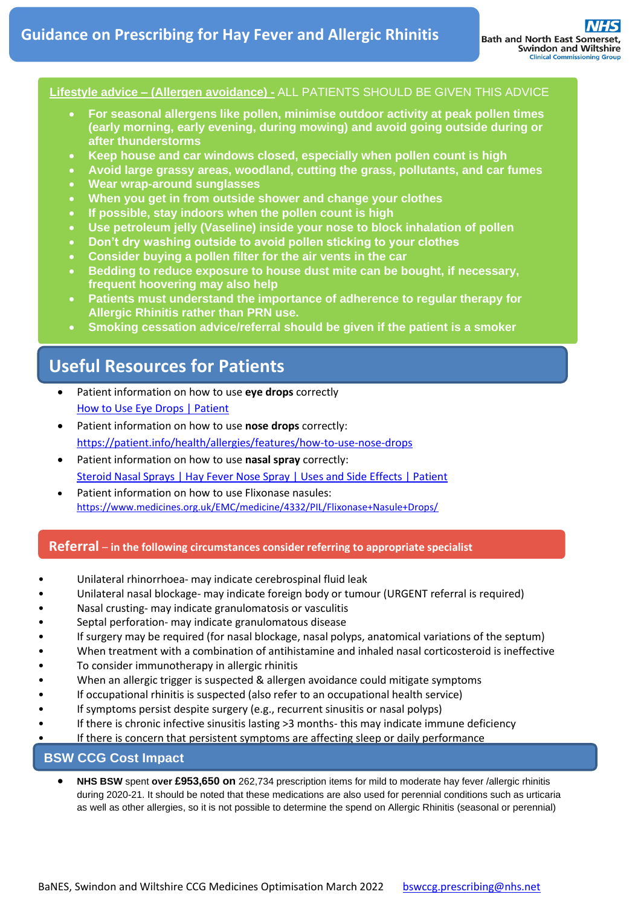**Lifestyle advice – (Allergen avoidance) -** ALL PATIENTS SHOULD BE GIVEN THIS ADVICE

- **For seasonal allergens like pollen, minimise outdoor activity at peak pollen times (early morning, early evening, during mowing) and avoid going outside during or after thunderstorms**
- **Keep house and car windows closed, especially when pollen count is high**
- **Avoid large grassy areas, woodland, cutting the grass, pollutants, and car fumes**
- **Wear wrap-around sunglasses**
- **When you get in from outside shower and change your clothes**
- **If possible, stay indoors when the pollen count is high**
- **Use petroleum jelly (Vaseline) inside your nose to block inhalation of pollen**
- **Don't dry washing outside to avoid pollen sticking to your clothes**
- **Consider buying a pollen filter for the air vents in the car**
- **Bedding to reduce exposure to house dust mite can be bought, if necessary, frequent hoovering may also help**
- **Patients must understand the importance of adherence to regular therapy for Allergic Rhinitis rather than PRN use.**
- **Smoking cessation advice/referral should be given if the patient is a smoker**

## Useful Resources for Patients

- Patient information on how to use **eye drops** correctly
  How to Use Eye Drops | Patient
- Patient information on how to use **nose drops** correctly:
  https://patient.info/health/allergies/features/how-to-use-nose-drops
- Patient information on how to use **nasal spray** correctly:
  Steroid Nasal Sprays | Hay Fever Nose Spray | Uses and Side Effects | Patient
- Patient information on how to use Flixonase nasules:
  https://www.medicines.org.uk/EMC/medicine/4332/PIL/Flixonase+Nasule+Drops/

## Referral – in the following circumstances consider referring to appropriate specialist

- Unilateral rhinorrhoea- may indicate cerebrospinal fluid leak
- Unilateral nasal blockage- may indicate foreign body or tumour (URGENT referral is required)
- Nasal crusting- may indicate granulomatosis or vasculitis
- Septal perforation- may indicate granulomatous disease
- If surgery may be required (for nasal blockage, nasal polyps, anatomical variations of the septum)
- When treatment with a combination of antihistamine and inhaled nasal corticosteroid is ineffective
- To consider immunotherapy in allergic rhinitis
- When an allergic trigger is suspected & allergen avoidance could mitigate symptoms
- If occupational rhinitis is suspected (also refer to an occupational health service)
- If symptoms persist despite surgery (e.g., recurrent sinusitis or nasal polyps)
- If there is chronic infective sinusitis lasting >3 months- this may indicate immune deficiency
- If there is concern that persistent symptoms are affecting sleep or daily performance

## BSW CCG Cost Impact

- **NHS BSW** spent **over £953,650 on** 262,734 prescription items for mild to moderate hay fever /allergic rhinitis during 2020-21. It should be noted that these medications are also used for perennial conditions such as urticaria as well as other allergies, so it is not possible to determine the spend on Allergic Rhinitis (seasonal or perennial)

BaNES, Swindon and Wiltshire CCG Medicines Optimisation March 2022 bswccg.prescribing@nhs.net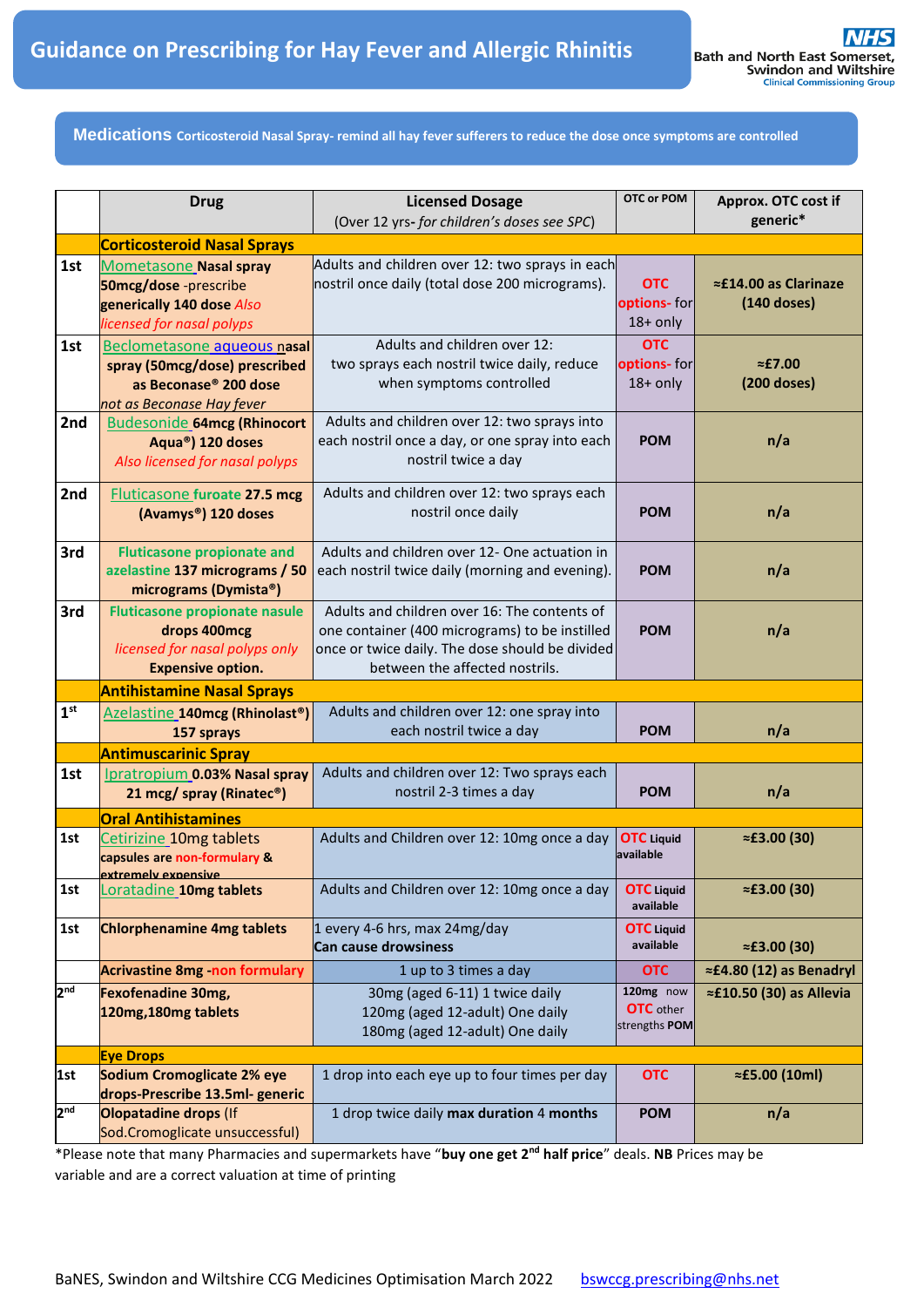# Guidance on Prescribing for Hay Fever and Allergic Rhinitis

Bath and North East Somerset, Swindon and Wiltshire Clinical Commissioning Group

## Medications Corticosteroid Nasal Spray- remind all hay fever sufferers to reduce the dose once symptoms are controlled

| | Drug | Licensed Dosage (Over 12 yrs- *for children's doses see SPC*) | OTC or POM | Approx. OTC cost if generic* |
|---|---|---|---|---|
| | **Corticosteroid Nasal Sprays** | | | |
| 1st | Mometasone **Nasal spray 50mcg/dose** -prescribe **generically 140 dose** *Also licensed for nasal polyps* | Adults and children over 12: two sprays in each nostril once daily (total dose 200 micrograms). | **OTC options-** for 18+ only | **≈£14.00 as Clarinaze (140 doses)** |
| 1st | Beclometasone aqueous **nasal spray (50mcg/dose) prescribed as Beconase® 200 dose** *not as Beconase Hay fever* | Adults and children over 12: two sprays each nostril twice daily, reduce when symptoms controlled | **OTC options-** for 18+ only | **≈£7.00 (200 doses)** |
| 2nd | Budesonide **64mcg (Rhinocort Aqua®) 120 doses** *Also licensed for nasal polyps* | Adults and children over 12: two sprays into each nostril once a day, or one spray into each nostril twice a day | **POM** | **n/a** |
| 2nd | Fluticasone **furoate 27.5 mcg (Avamys®) 120 doses** | Adults and children over 12: two sprays each nostril once daily | **POM** | **n/a** |
| 3rd | **Fluticasone propionate and azelastine 137 micrograms / 50 micrograms (Dymista®)** | Adults and children over 12- One actuation in each nostril twice daily (morning and evening). | **POM** | **n/a** |
| 3rd | **Fluticasone propionate nasule drops 400mcg** *licensed for nasal polyps only* **Expensive option.** | Adults and children over 16: The contents of one container (400 micrograms) to be instilled once or twice daily. The dose should be divided between the affected nostrils. | **POM** | **n/a** |
| | **Antihistamine Nasal Sprays** | | | |
| 1st | Azelastine **140mcg (Rhinolast®) 157 sprays** | Adults and children over 12: one spray into each nostril twice a day | **POM** | **n/a** |
| | **Antimuscarinic Spray** | | | |
| 1st | Ipratropium **0.03% Nasal spray 21 mcg/ spray (Rinatec®)** | Adults and children over 12: Two sprays each nostril 2-3 times a day | **POM** | **n/a** |
| | **Oral Antihistamines** | | | |
| 1st | Cetirizine 10mg tablets **capsules are non-formulary & extremely expensive** | Adults and Children over 12: 10mg once a day | **OTC Liquid available** | **≈£3.00 (30)** |
| 1st | Loratadine **10mg tablets** | Adults and Children over 12: 10mg once a day | **OTC Liquid available** | **≈£3.00 (30)** |
| 1st | **Chlorphenamine 4mg tablets** | 1 every 4-6 hrs, max 24mg/day **Can cause drowsiness** | **OTC Liquid available** | **≈£3.00 (30)** |
| | **Acrivastine 8mg -non formulary** | 1 up to 3 times a day | **OTC** | **≈£4.80 (12) as Benadryl** |
| 2nd | **Fexofenadine 30mg, 120mg,180mg tablets** | 30mg (aged 6-11) 1 twice daily<br>120mg (aged 12-adult) One daily<br>180mg (aged 12-adult) One daily | **120mg** now **OTC** other strengths **POM** | **≈£10.50 (30) as Allevia** |
| | **Eye Drops** | | | |
| 1st | **Sodium Cromoglicate 2% eye drops-Prescribe 13.5ml- generic** | 1 drop into each eye up to four times per day | **OTC** | **≈£5.00 (10ml)** |
| 2nd | **Olopatadine drops** (If Sod.Cromoglicate unsuccessful) | 1 drop twice daily **max duration** 4 **months** | **POM** | **n/a** |

*Please note that many Pharmacies and supermarkets have "**buy one get 2nd half price**" deals. **NB** Prices may be variable and are a correct valuation at time of printing

BaNES, Swindon and Wiltshire CCG Medicines Optimisation March 2022 bswccg.prescribing@nhs.net